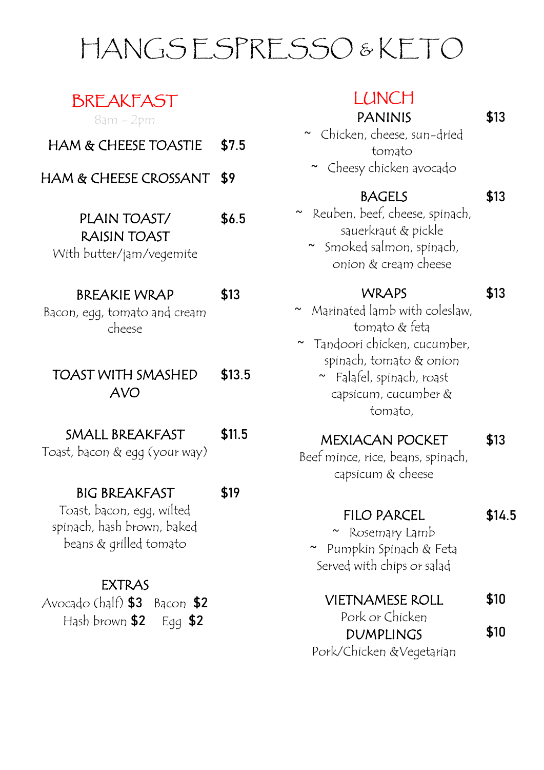# HANGS ESPRESSO & KETO

## BREAKFAST

8am - 2pm

**HAM & CHEESE TOASTIE** $7.5

**HAM & CHEESE CROSSANT** $9

**PLAIN TOAST/ RAISIN TOAST** $6.5
With butter/jam/vegemite

**BREAKIE WRAP** $13
Bacon, egg, tomato and cream cheese

**TOAST WITH SMASHED AVO** $13.5

**SMALL BREAKFAST** $11.5
Toast, bacon & egg (your way)

**BIG BREAKFAST** $19
Toast, bacon, egg, wilted spinach, hash brown, baked beans & grilled tomato

**EXTRAS**
Avocado (half) **$3** Bacon **$2**
Hash brown **$2** Egg **$2**

## LUNCH

**PANINIS** $13
~ Chicken, cheese, sun-dried tomato
~ Cheesy chicken avocado

**BAGELS** $13
~ Reuben, beef, cheese, spinach, sauerkraut & pickle
~ Smoked salmon, spinach, onion & cream cheese

**WRAPS** $13
~ Marinated lamb with coleslaw, tomato & feta
~ Tandoori chicken, cucumber, spinach, tomato & onion
~ Falafel, spinach, roast capsicum, cucumber & tomato,

**MEXIACAN POCKET** $13
Beef mince, rice, beans, spinach, capsicum & cheese

**FILO PARCEL** $14.5
~ Rosemary Lamb
~ Pumpkin Spinach & Feta
Served with chips or salad

**VIETNAMESE ROLL** $10
Pork or Chicken

**DUMPLINGS** $10
Pork/Chicken &Vegetarian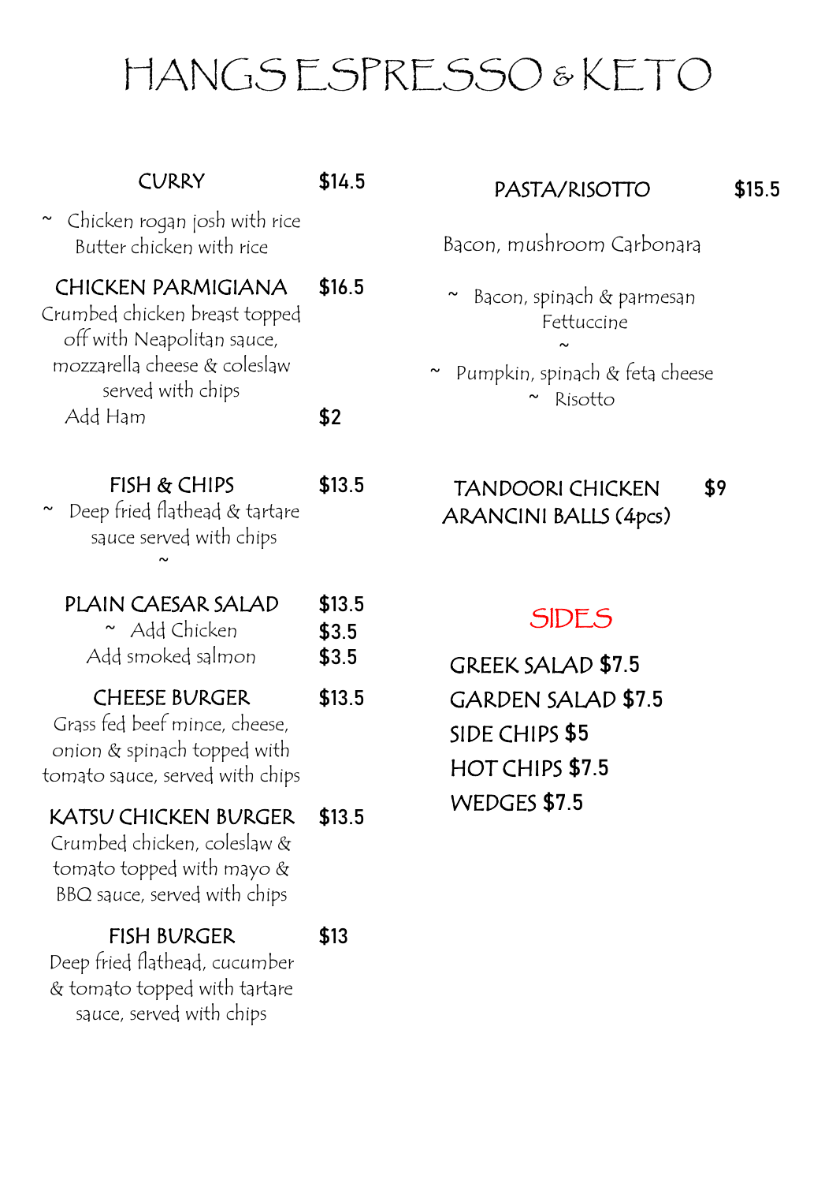# HANGS ESPRESSO & KETO

## CURRY — $14.5

~ Chicken rogan josh with rice
Butter chicken with rice

## CHICKEN PARMIGIANA — $16.5

Crumbed chicken breast topped off with Neapolitan sauce, mozzarella cheese & coleslaw served with chips

Add Ham — $2

## FISH & CHIPS — $13.5

~ Deep fried flathead & tartare sauce served with chips
~

## PLAIN CAESAR SALAD — $13.5

~ Add Chicken — $3.5
Add smoked salmon — $3.5

## CHEESE BURGER — $13.5

Grass fed beef mince, cheese, onion & spinach topped with tomato sauce, served with chips

## KATSU CHICKEN BURGER — $13.5

Crumbed chicken, coleslaw & tomato topped with mayo & BBQ sauce, served with chips

## FISH BURGER — $13

Deep fried flathead, cucumber & tomato topped with tartare sauce, served with chips

## PASTA/RISOTTO — $15.5

Bacon, mushroom Carbonara

~ Bacon, spinach & parmesan Fettuccine
~

~ Pumpkin, spinach & feta cheese
~ Risotto

## TANDOORI CHICKEN ARANCINI BALLS (4pcs) — $9

## SIDES

GREEK SALAD $7.5
GARDEN SALAD $7.5
SIDE CHIPS $5
HOT CHIPS $7.5
WEDGES $7.5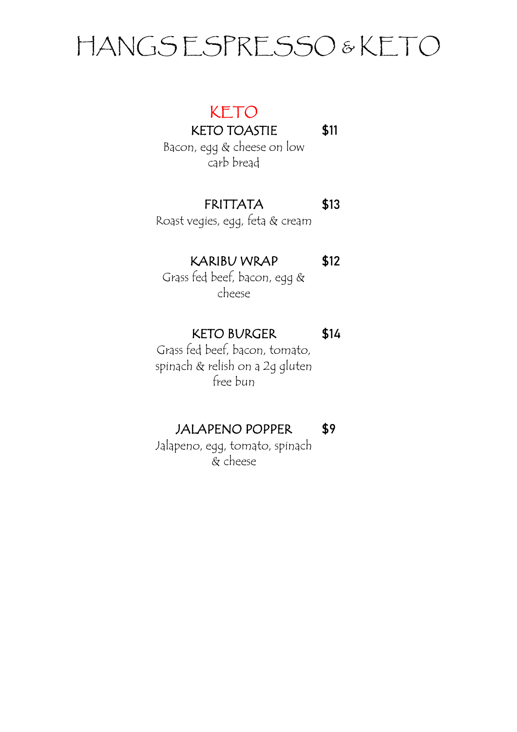# HANGS ESPRESSO & KETO

## KETO

**KETO TOASTIE** **$11**

Bacon, egg & cheese on low carb bread

**FRITTATA** **$13**

Roast vegies, egg, feta & cream

**KARIBU WRAP** **$12**

Grass fed beef, bacon, egg & cheese

**KETO BURGER** **$14**

Grass fed beef, bacon, tomato, spinach & relish on a 2g gluten free bun

**JALAPENO POPPER** **$9**

Jalapeno, egg, tomato, spinach & cheese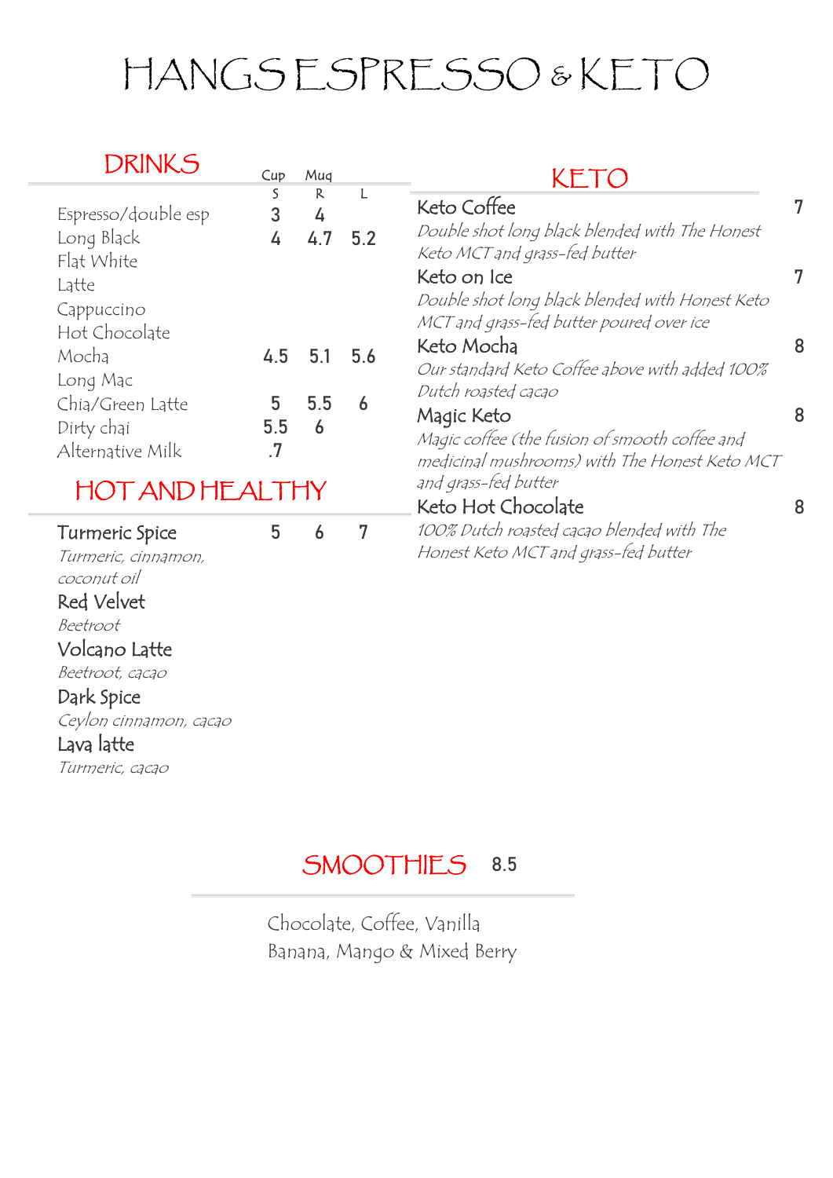# HANGS ESPRESSO & KETO

## DRINKS

| | Cup | Mug | |
|---|---|---|---|
| | S | R | L |
| Espresso/double esp | 3 | 4 | |
| Long Black | 4 | 4.7 | 5.2 |
| Flat White | | | |
| Latte | | | |
| Cappuccino | | | |
| Hot Chocolate | | | |
| Mocha | 4.5 | 5.1 | 5.6 |
| Long Mac | | | |
| Chia/Green Latte | 5 | 5.5 | 6 |
| Dirty chai | 5.5 | 6 | |
| Alternative Milk | .7 | | |

## HOT AND HEALTHY

| | | | |
|---|---|---|---|
| **Turmeric Spice** *Turmeric, cinnamon, coconut oil* | 5 | 6 | 7 |
| **Red Velvet** *Beetroot* | | | |
| **Volcano Latte** *Beetroot, cacao* | | | |
| **Dark Spice** *Ceylon cinnamon, cacao* | | | |
| **Lava latte** *Turmeric, cacao* | | | |

## KETO

**Keto Coffee** — 7
*Double shot long black blended with The Honest Keto MCT and grass-fed butter*

**Keto on Ice** — 7
*Double shot long black blended with Honest Keto MCT and grass-fed butter poured over ice*

**Keto Mocha** — 8
*Our standard Keto Coffee above with added 100% Dutch roasted cacao*

**Magic Keto** — 8
*Magic coffee (the fusion of smooth coffee and medicinal mushrooms) with The Honest Keto MCT and grass-fed butter*

**Keto Hot Chocolate** — 8
*100% Dutch roasted cacao blended with The Honest Keto MCT and grass-fed butter*

## SMOOTHIES 8.5

Chocolate, Coffee, Vanilla
Banana, Mango & Mixed Berry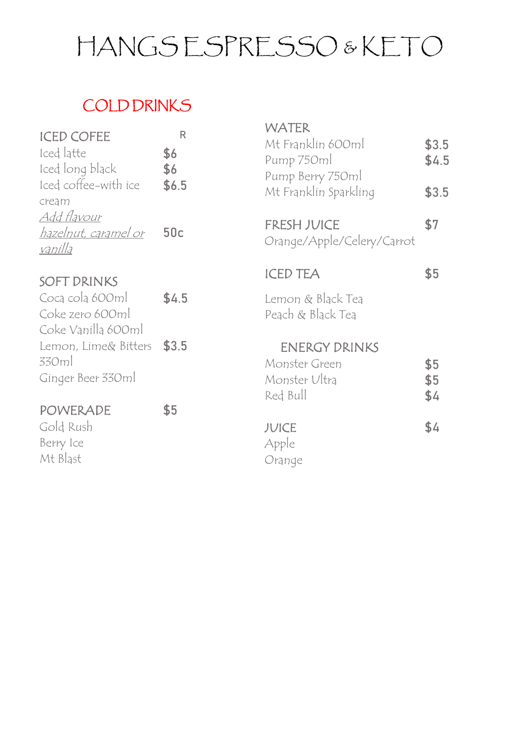# HANGS ESPRESSO & KETO

## COLD DRINKS

### ICED COFEE

| | R |
|---|---|
| Iced latte | $6 |
| Iced long black | $6 |
| Iced coffee-with ice cream | $6.5 |
| *Add flavour hazelnut, caramel or vanilla* | 50c |

### SOFT DRINKS

| | |
|---|---|
| Coca cola 600ml | $4.5 |
| Coke zero 600ml | |
| Coke Vanilla 600ml | |
| Lemon, Lime& Bitters 330ml | $3.5 |
| Ginger Beer 330ml | |

### POWERADE $5

Gold Rush
Berry Ice
Mt Blast

### WATER

| | |
|---|---|
| Mt Franklin 600ml | $3.5 |
| Pump 750ml | $4.5 |
| Pump Berry 750ml | |
| Mt Franklin Sparkling | $3.5 |

### FRESH JUICE $7

Orange/Apple/Celery/Carrot

### ICED TEA $5

Lemon & Black Tea
Peach & Black Tea

### ENERGY DRINKS

| | |
|---|---|
| Monster Green | $5 |
| Monster Ultra | $5 |
| Red Bull | $4 |

### JUICE $4

Apple
Orange